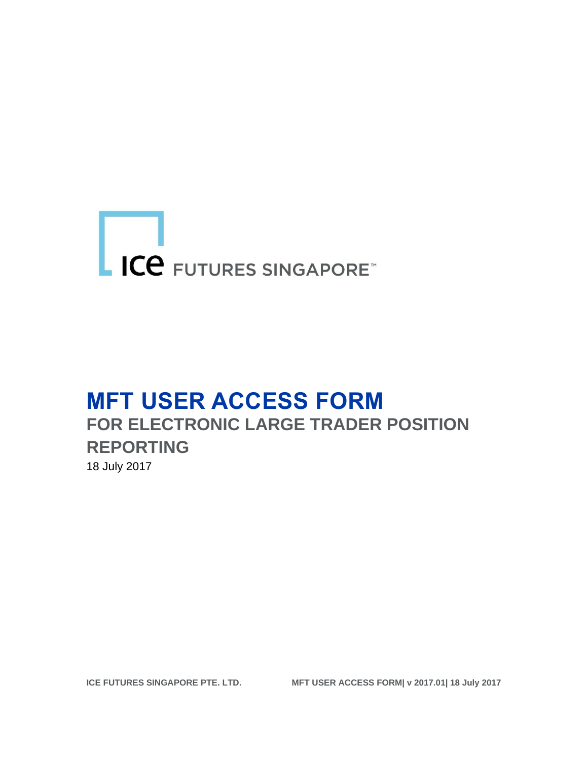ICE FUTURES SINGAPORE™

# MFT USER ACCESS FORM

## FOR ELECTRONIC LARGE TRADER POSITION REPORTING

18 July 2017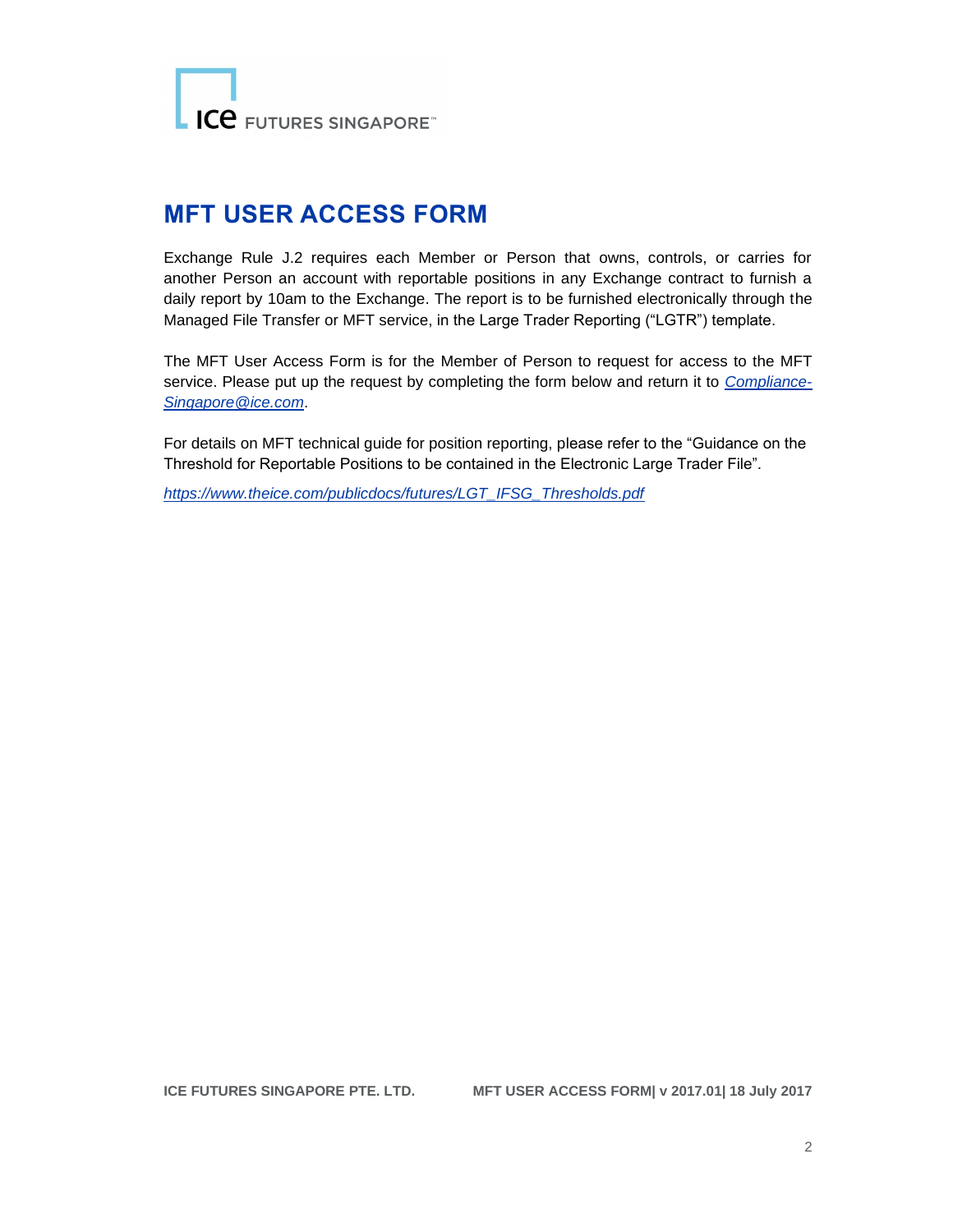# MFT USER ACCESS FORM

Exchange Rule J.2 requires each Member or Person that owns, controls, or carries for another Person an account with reportable positions in any Exchange contract to furnish a daily report by 10am to the Exchange. The report is to be furnished electronically through the Managed File Transfer or MFT service, in the Large Trader Reporting ("LGTR") template.

The MFT User Access Form is for the Member of Person to request for access to the MFT service. Please put up the request by completing the form below and return it to *Compliance-Singapore@ice.com*.

For details on MFT technical guide for position reporting, please refer to the "Guidance on the Threshold for Reportable Positions to be contained in the Electronic Large Trader File".

*https://www.theice.com/publicdocs/futures/LGT_IFSG_Thresholds.pdf*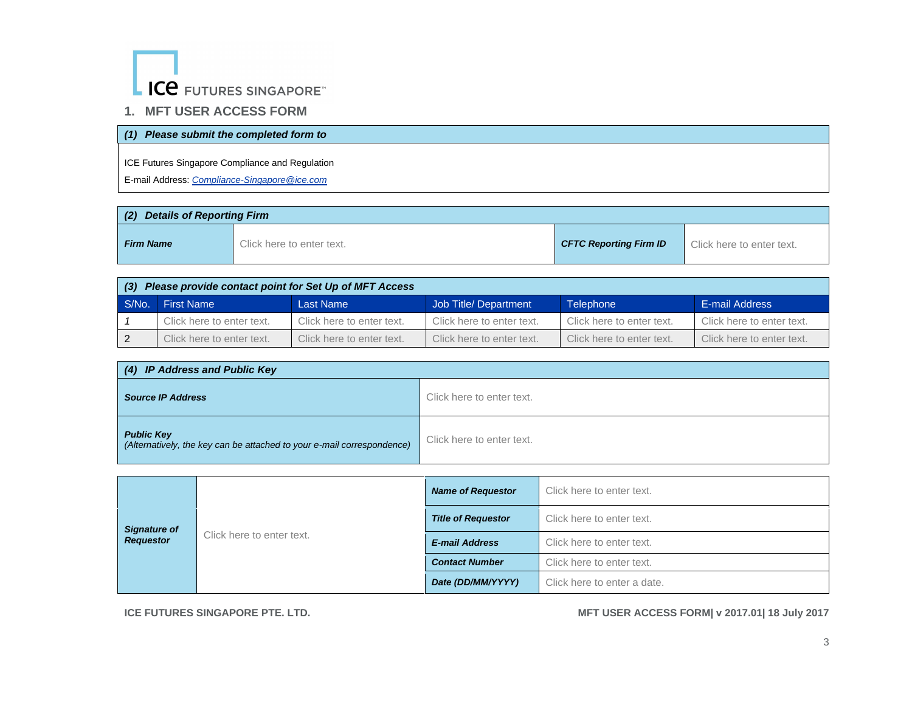ICE FUTURES SINGAPORE™

## 1. MFT USER ACCESS FORM

| ***(1) Please submit the completed form to*** |
|---|
| ICE Futures Singapore Compliance and Regulation<br>E-mail Address: *Compliance-Singapore@ice.com* |

| ***(2) Details of Reporting Firm*** | | | |
|---|---|---|---|
| ***Firm Name*** | Click here to enter text. | ***CFTC Reporting Firm ID*** | Click here to enter text. |

| ***(3) Please provide contact point for Set Up of MFT Access*** | | | | | |
|---|---|---|---|---|---|
| S/No. | First Name | Last Name | Job Title/ Department | Telephone | E-mail Address |
| *1* | Click here to enter text. | Click here to enter text. | Click here to enter text. | Click here to enter text. | Click here to enter text. |
| 2 | Click here to enter text. | Click here to enter text. | Click here to enter text. | Click here to enter text. | Click here to enter text. |

| ***(4) IP Address and Public Key*** | |
|---|---|
| ***Source IP Address*** | Click here to enter text. |
| ***Public Key***<br>*(Alternatively, the key can be attached to your e-mail correspondence)* | Click here to enter text. |

| | | | |
|---|---|---|---|
| ***Signature of Requestor*** | Click here to enter text. | ***Name of Requestor*** | Click here to enter text. |
| | | ***Title of Requestor*** | Click here to enter text. |
| | | ***E-mail Address*** | Click here to enter text. |
| | | ***Contact Number*** | Click here to enter text. |
| | | ***Date (DD/MM/YYYY)*** | Click here to enter a date. |

**ICE FUTURES SINGAPORE PTE. LTD.**

**MFT USER ACCESS FORM| v 2017.01| 18 July 2017**